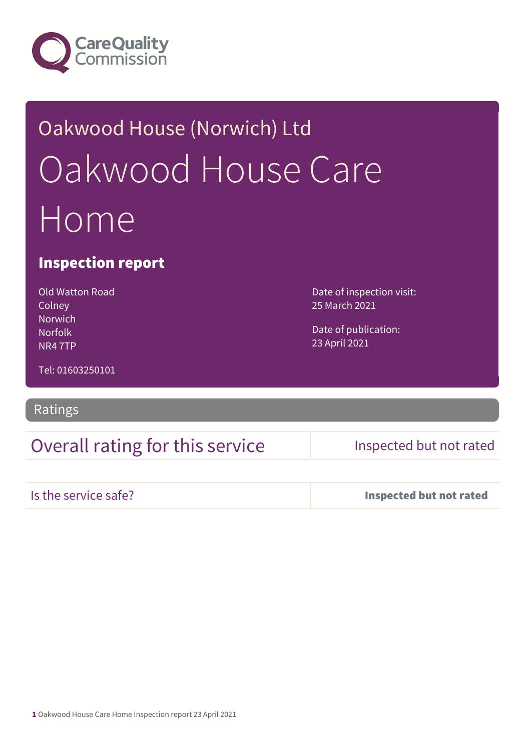Care Quality Commission

Oakwood House (Norwich) Ltd

# Oakwood House Care Home

## Inspection report

Old Watton Road
Colney
Norwich
Norfolk
NR4 7TP

Tel: 01603250101

Date of inspection visit:
25 March 2021

Date of publication:
23 April 2021

## Ratings

| Overall rating for this service | Inspected but not rated |
| --- | --- |
| Is the service safe? | **Inspected but not rated** |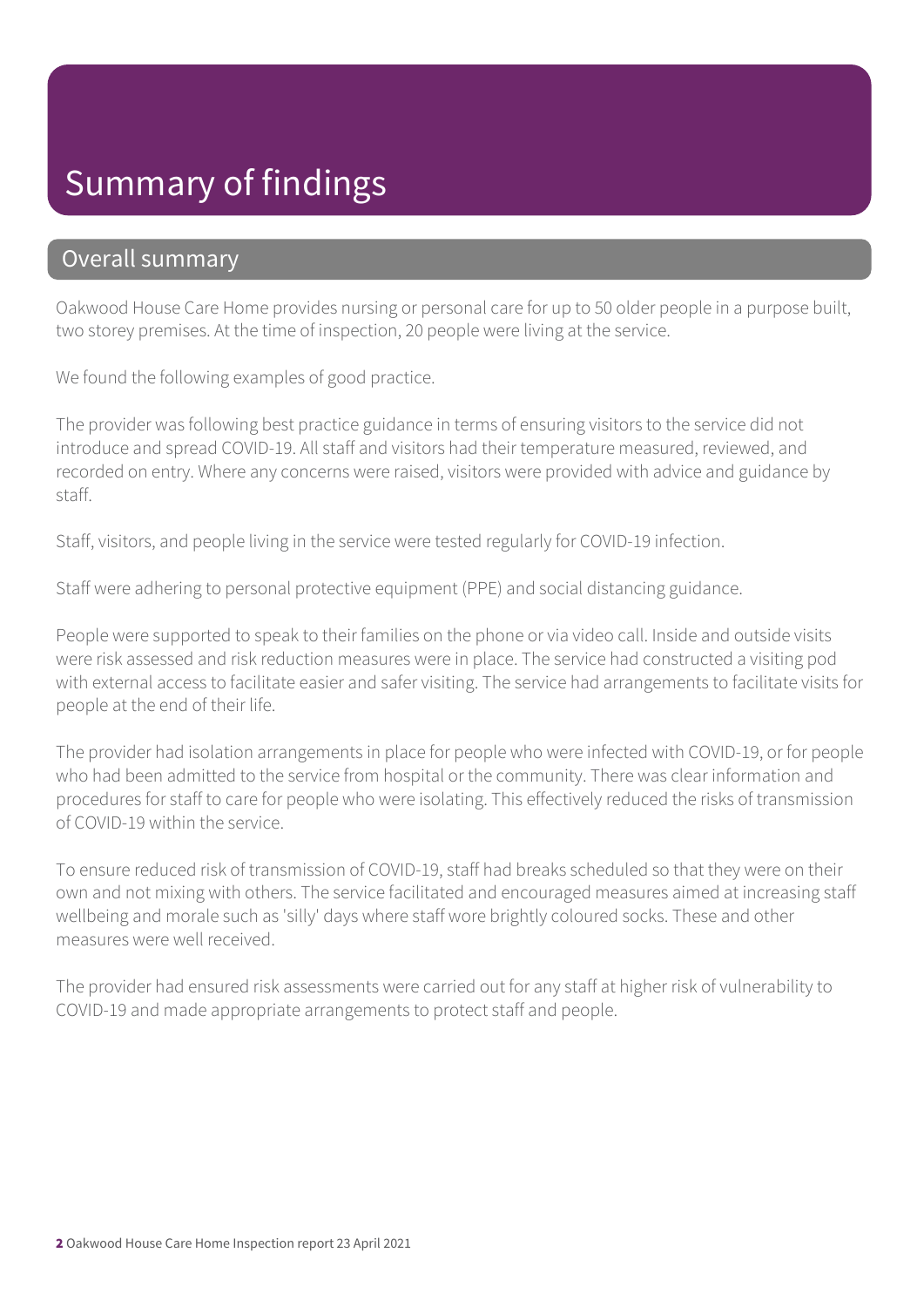# Summary of findings

## Overall summary

Oakwood House Care Home provides nursing or personal care for up to 50 older people in a purpose built, two storey premises. At the time of inspection, 20 people were living at the service.

We found the following examples of good practice.

The provider was following best practice guidance in terms of ensuring visitors to the service did not introduce and spread COVID-19. All staff and visitors had their temperature measured, reviewed, and recorded on entry. Where any concerns were raised, visitors were provided with advice and guidance by staff.

Staff, visitors, and people living in the service were tested regularly for COVID-19 infection.

Staff were adhering to personal protective equipment (PPE) and social distancing guidance.

People were supported to speak to their families on the phone or via video call. Inside and outside visits were risk assessed and risk reduction measures were in place. The service had constructed a visiting pod with external access to facilitate easier and safer visiting. The service had arrangements to facilitate visits for people at the end of their life.

The provider had isolation arrangements in place for people who were infected with COVID-19, or for people who had been admitted to the service from hospital or the community. There was clear information and procedures for staff to care for people who were isolating. This effectively reduced the risks of transmission of COVID-19 within the service.

To ensure reduced risk of transmission of COVID-19, staff had breaks scheduled so that they were on their own and not mixing with others. The service facilitated and encouraged measures aimed at increasing staff wellbeing and morale such as 'silly' days where staff wore brightly coloured socks. These and other measures were well received.

The provider had ensured risk assessments were carried out for any staff at higher risk of vulnerability to COVID-19 and made appropriate arrangements to protect staff and people.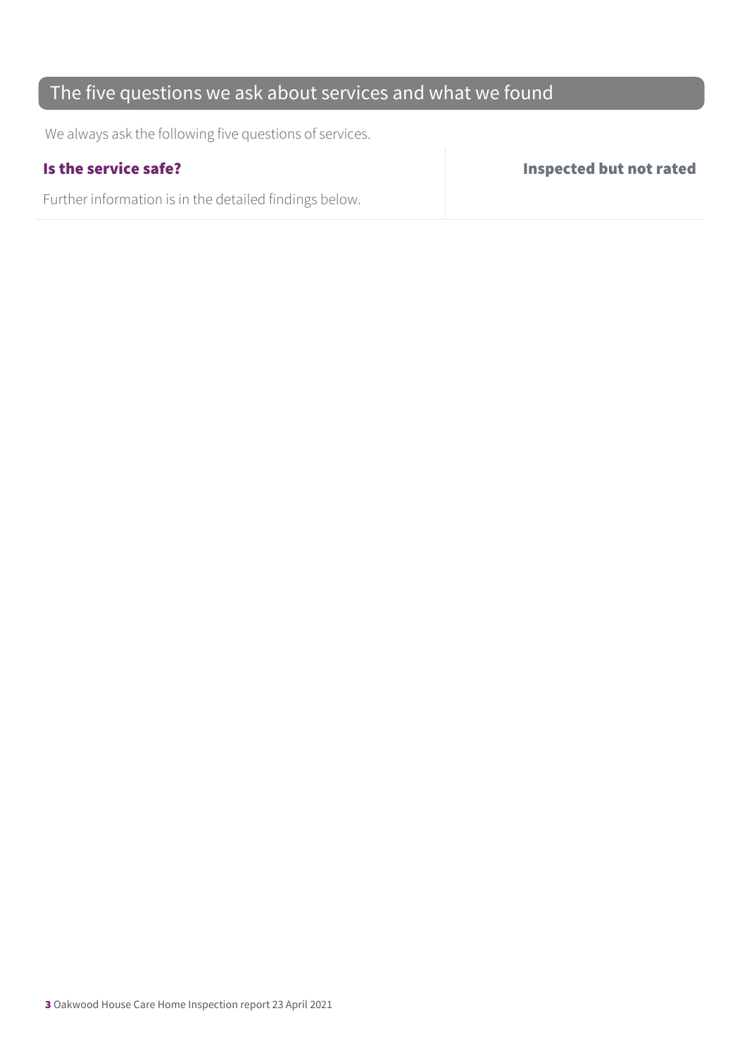## The five questions we ask about services and what we found

We always ask the following five questions of services.

| **Is the service safe?** | **Inspected but not rated** |
| --- | --- |
| Further information is in the detailed findings below. | |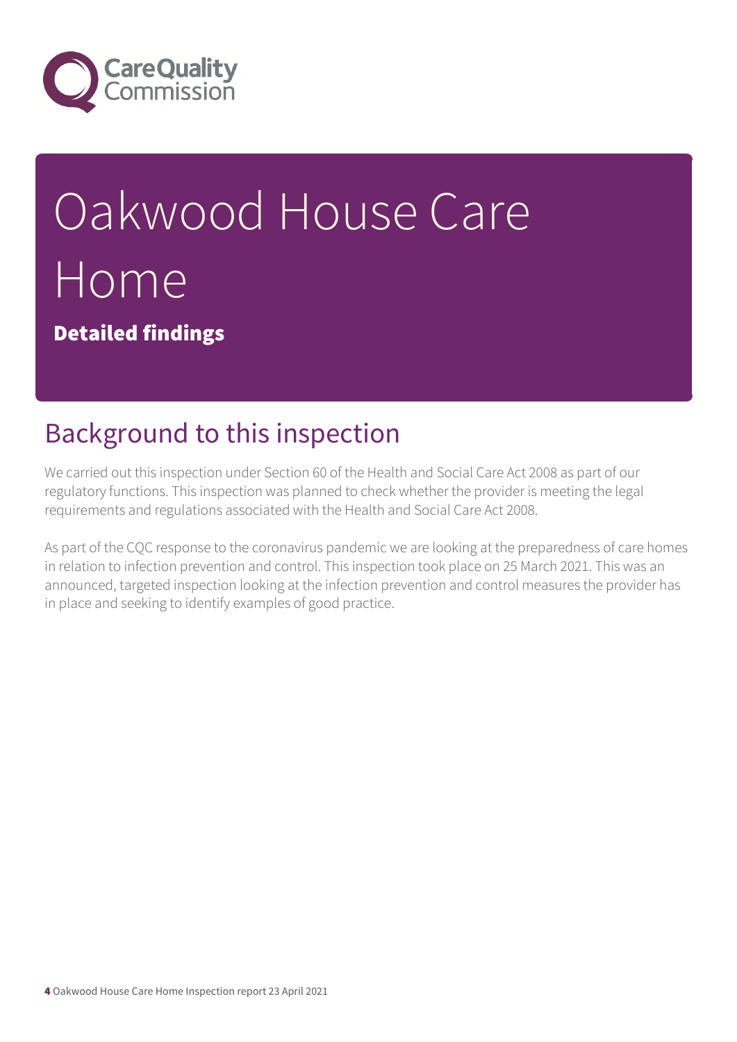# Oakwood House Care Home

**Detailed findings**

## Background to this inspection

We carried out this inspection under Section 60 of the Health and Social Care Act 2008 as part of our regulatory functions. This inspection was planned to check whether the provider is meeting the legal requirements and regulations associated with the Health and Social Care Act 2008.

As part of the CQC response to the coronavirus pandemic we are looking at the preparedness of care homes in relation to infection prevention and control. This inspection took place on 25 March 2021. This was an announced, targeted inspection looking at the infection prevention and control measures the provider has in place and seeking to identify examples of good practice.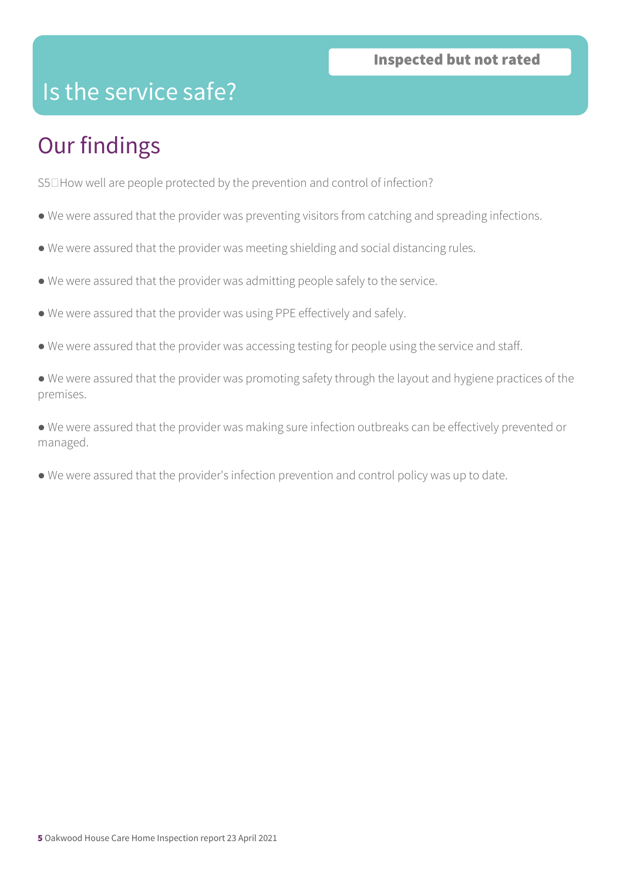# Is the service safe?

**Inspected but not rated**

## Our findings

S5 How well are people protected by the prevention and control of infection?

- We were assured that the provider was preventing visitors from catching and spreading infections.
- We were assured that the provider was meeting shielding and social distancing rules.
- We were assured that the provider was admitting people safely to the service.
- We were assured that the provider was using PPE effectively and safely.
- We were assured that the provider was accessing testing for people using the service and staff.
- We were assured that the provider was promoting safety through the layout and hygiene practices of the premises.
- We were assured that the provider was making sure infection outbreaks can be effectively prevented or managed.
- We were assured that the provider's infection prevention and control policy was up to date.